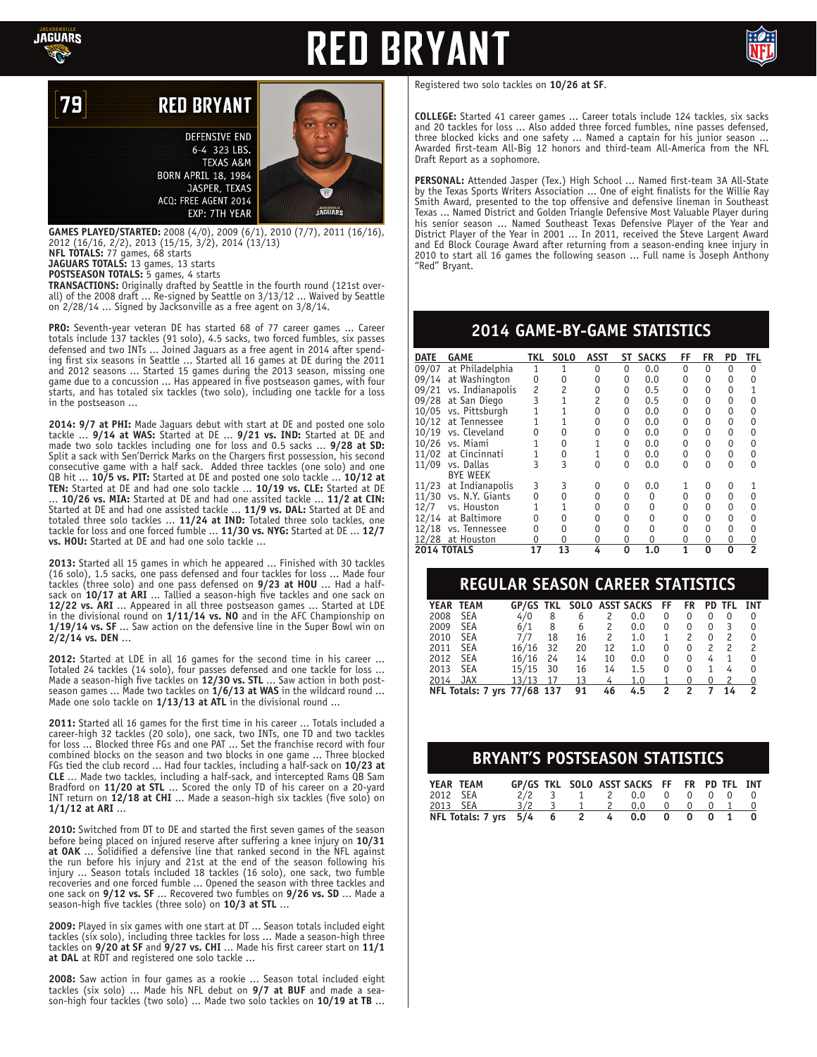# RED BRYANT

**79 RED BRYANT**

DEFENSIVE END
6-4 323 LBS.
TEXAS A&M
BORN APRIL 18, 1984
JASPER, TEXAS
ACQ: FREE AGENT 2014
EXP: 7TH YEAR

**GAMES PLAYED/STARTED:** 2008 (4/0), 2009 (6/1), 2010 (7/7), 2011 (16/16), 2012 (16/16, 2/2), 2013 (15/15, 3/2), 2014 (13/13)
**NFL TOTALS:** 77 games, 68 starts
**JAGUARS TOTALS:** 13 games, 13 starts
**POSTSEASON TOTALS:** 5 games, 4 starts
**TRANSACTIONS:** Originally drafted by Seattle in the fourth round (121st overall) of the 2008 draft ... Re-signed by Seattle on 3/13/12 ... Waived by Seattle on 2/28/14 ... Signed by Jacksonville as a free agent on 3/8/14.

**PRO:** Seventh-year veteran DE has started 68 of 77 career games ... Career totals include 137 tackles (91 solo), 4.5 sacks, two forced fumbles, six passes defensed and two INTs ... Joined Jaguars as a free agent in 2014 after spending first six seasons in Seattle ... Started all 16 games at DE during the 2011 and 2012 seasons ... Started 15 games during the 2013 season, missing one game due to a concussion ... Has appeared in five postseason games, with four starts, and has totaled six tackles (two solo), including one tackle for a loss in the postseason ...

**2014: 9/7 at PHI:** Made Jaguars debut with start at DE and posted one solo tackle ... **9/14 at WAS:** Started at DE ... **9/21 vs. IND:** Started at DE and made two solo tackles including one for loss and 0.5 sacks ... **9/28 at SD:** Split a sack with Sen'Derrick Marks on the Chargers first possession, his second consecutive game with a half sack. Added three tackles (one solo) and one QB hit ... **10/5 vs. PIT:** Started at DE and posted one solo tackle ... **10/12 at TEN:** Started at DE and had one solo tackle ... **10/19 vs. CLE:** Started at DE ... **10/26 vs. MIA:** Started at DE and had one assited tackle ... **11/2 at CIN:** Started at DE and had one assisted tackle ... **11/9 vs. DAL:** Started at DE and totaled three solo tackles ... **11/24 at IND:** Totaled three solo tackles, one tackle for loss and one forced fumble ... **11/30 vs. NYG:** Started at DE ... **12/7 vs. HOU:** Started at DE and had one solo tackle ...

**2013:** Started all 15 games in which he appeared ... Finished with 30 tackles (16 solo), 1.5 sacks, one pass defensed and four tackles for loss ... Made four tackles (three solo) and one pass defensed on **9/23 at HOU** ... Had a half-sack on **10/17 at ARI** ... Tallied a season-high five tackles and one sack on **12/22 vs. ARI** ... Appeared in all three postseason games ... Started at LDE in the divisional round on **1/11/14 vs. NO** and in the AFC Championship on **1/19/14 vs. SF** ... Saw action on the defensive line in the Super Bowl win on **2/2/14 vs. DEN** ...

**2012:** Started at LDE in all 16 games for the second time in his career ... Totaled 24 tackles (14 solo), four passes defensed and one tackle for loss ... Made a season-high five tackles on **12/30 vs. STL** ... Saw action in both postseason games ... Made two tackles on **1/6/13 at WAS** in the wildcard round ... Made one solo tackle on **1/13/13 at ATL** in the divisional round ...

**2011:** Started all 16 games for the first time in his career ... Totals included a career-high 32 tackles (20 solo), one sack, two INTs, one TD and two tackles for loss ... Blocked three FGs and one PAT ... Set the franchise record with four combined blocks on the season and two blocks in one game ... Three blocked FGs tied the club record ... Had four tackles, including a half-sack on **10/23 at CLE** ... Made two tackles, including a half-sack, and intercepted Rams QB Sam Bradford on **11/20 at STL** ... Scored the only TD of his career on a 20-yard INT return on **12/18 at CHI** ... Made a season-high six tackles (five solo) on **1/1/12 at ARI** ...

**2010:** Switched from DT to DE and started the first seven games of the season before being placed on injured reserve after suffering a knee injury on **10/31 at OAK** ... Solidified a defensive line that ranked second in the NFL against the run before his injury and 21st at the end of the season following his injury ... Season totals included 18 tackles (16 solo), one sack, two fumble recoveries and one forced fumble ... Opened the season with three tackles and one sack on **9/12 vs. SF** ... Recovered two fumbles on **9/26 vs. SD** ... Made a season-high five tackles (three solo) on **10/3 at STL** ...

**2009:** Played in six games with one start at DT ... Season totals included eight tackles (six solo), including three tackles for loss ... Made a season-high three tackles on **9/20 at SF** and **9/27 vs. CHI** ... Made his first career start on **11/1 at DAL** at RDT and registered one solo tackle ...

**2008:** Saw action in four games as a rookie ... Season total included eight tackles (six solo) ... Made his NFL debut on **9/7 at BUF** and made a season-high four tackles (two solo) ... Made two solo tackles on **10/19 at TB** ... Registered two solo tackles on **10/26 at SF**.

**COLLEGE:** Started 41 career games ... Career totals include 124 tackles, six sacks and 20 tackles for loss ... Also added three forced fumbles, nine passes defensed, three blocked kicks and one safety ... Named a captain for his junior season ... Awarded first-team All-Big 12 honors and third-team All-America from the NFL Draft Report as a sophomore.

**PERSONAL:** Attended Jasper (Tex.) High School ... Named first-team 3A All-State by the Texas Sports Writers Association ... One of eight finalists for the Willie Ray Smith Award, presented to the top offensive and defensive lineman in Southeast Texas ... Named District and Golden Triangle Defensive Most Valuable Player during his senior season ... Named Southeast Texas Defensive Player of the Year and District Player of the Year in 2001 ... In 2011, received the Steve Largent Award and Ed Block Courage Award after returning from a season-ending knee injury in 2010 to start all 16 games the following season ... Full name is Joseph Anthony "Red" Bryant.

## 2014 GAME-BY-GAME STATISTICS

| DATE | GAME | TKL | SOLO | ASST | ST | SACKS | FF | FR | PD | TFL |
|---|---|---|---|---|---|---|---|---|---|---|
| 09/07 | at Philadelphia | 1 | 1 | 0 | 0 | 0.0 | 0 | 0 | 0 | 0 |
| 09/14 | at Washington | 0 | 0 | 0 | 0 | 0.0 | 0 | 0 | 0 | 0 |
| 09/21 | vs. Indianapolis | 2 | 2 | 0 | 0 | 0.5 | 0 | 0 | 0 | 1 |
| 09/28 | at San Diego | 3 | 1 | 2 | 0 | 0.5 | 0 | 0 | 0 | 0 |
| 10/05 | vs. Pittsburgh | 1 | 1 | 0 | 0 | 0.0 | 0 | 0 | 0 | 0 |
| 10/12 | at Tennessee | 1 | 1 | 0 | 0 | 0.0 | 0 | 0 | 0 | 0 |
| 10/19 | vs. Cleveland | 0 | 0 | 0 | 0 | 0.0 | 0 | 0 | 0 | 0 |
| 10/26 | vs. Miami | 1 | 0 | 1 | 0 | 0.0 | 0 | 0 | 0 | 0 |
| 11/02 | at Cincinnati | 1 | 0 | 1 | 0 | 0.0 | 0 | 0 | 0 | 0 |
| 11/09 | vs. Dallas | 3 | 3 | 0 | 0 | 0.0 | 0 | 0 | 0 | 0 |
| | BYE WEEK | | | | | | | | | |
| 11/23 | at Indianapolis | 3 | 3 | 0 | 0 | 0.0 | 1 | 0 | 0 | 1 |
| 11/30 | vs. N.Y. Giants | 0 | 0 | 0 | 0 | 0 | 0 | 0 | 0 | 0 |
| 12/7 | vs. Houston | 1 | 1 | 0 | 0 | 0 | 0 | 0 | 0 | 0 |
| 12/14 | at Baltimore | 0 | 0 | 0 | 0 | 0 | 0 | 0 | 0 | 0 |
| 12/18 | vs. Tennessee | 0 | 0 | 0 | 0 | 0 | 0 | 0 | 0 | 0 |
| 12/28 | at Houston | 0 | 0 | 0 | 0 | 0 | 0 | 0 | 0 | 0 |
| **2014 TOTALS** | | **17** | **13** | **4** | **0** | **1.0** | **1** | **0** | **0** | **2** |

## REGULAR SEASON CAREER STATISTICS

| YEAR | TEAM | GP/GS | TKL | SOLO | ASST | SACKS | FF | FR | PD | TFL | INT |
|---|---|---|---|---|---|---|---|---|---|---|---|
| 2008 | SEA | 4/0 | 8 | 6 | 2 | 0.0 | 0 | 0 | 0 | 0 | 0 |
| 2009 | SEA | 6/1 | 8 | 6 | 2 | 0.0 | 0 | 0 | 0 | 3 | 0 |
| 2010 | SEA | 7/7 | 18 | 16 | 2 | 1.0 | 1 | 2 | 0 | 2 | 0 |
| 2011 | SEA | 16/16 | 32 | 20 | 12 | 1.0 | 0 | 0 | 2 | 2 | 2 |
| 2012 | SEA | 16/16 | 24 | 14 | 10 | 0.0 | 0 | 0 | 4 | 1 | 0 |
| 2013 | SEA | 15/15 | 30 | 16 | 14 | 1.5 | 0 | 0 | 1 | 4 | 0 |
| 2014 | JAX | 13/13 | 17 | 13 | 4 | 1.0 | 1 | 0 | 0 | 2 | 0 |
| **NFL Totals: 7 yrs** | | **77/68** | **137** | **91** | **46** | **4.5** | **2** | **2** | **7** | **14** | **2** |

## BRYANT'S POSTSEASON STATISTICS

| YEAR | TEAM | GP/GS | TKL | SOLO | ASST | SACKS | FF | FR | PD | TFL | INT |
|---|---|---|---|---|---|---|---|---|---|---|---|
| 2012 | SEA | 2/2 | 3 | 1 | 2 | 0.0 | 0 | 0 | 0 | 0 | 0 |
| 2013 | SEA | 3/2 | 3 | 1 | 2 | 0.0 | 0 | 0 | 0 | 1 | 0 |
| **NFL Totals: 7 yrs** | | **5/4** | **6** | **2** | **4** | **0.0** | **0** | **0** | **0** | **1** | **0** |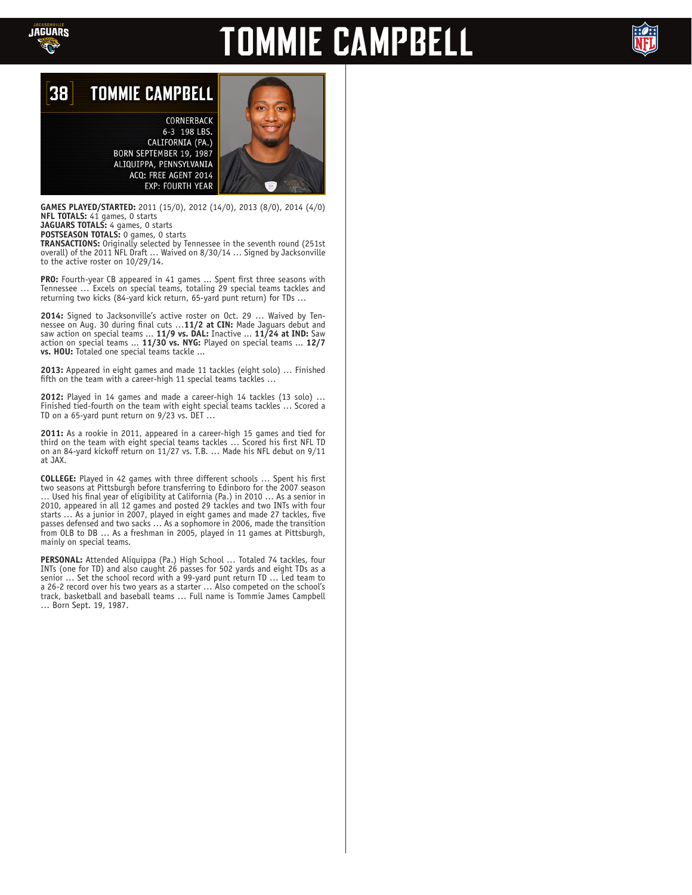# TOMMIE CAMPBELL

## 38 TOMMIE CAMPBELL

CORNERBACK
6-3 198 LBS.
CALIFORNIA (PA.)
BORN SEPTEMBER 19, 1987
ALIQUIPPA, PENNSYLVANIA
ACQ: FREE AGENT 2014
EXP: FOURTH YEAR

**GAMES PLAYED/STARTED:** 2011 (15/0), 2012 (14/0), 2013 (8/0), 2014 (4/0)
**NFL TOTALS:** 41 games, 0 starts
**JAGUARS TOTALS:** 4 games, 0 starts
**POSTSEASON TOTALS:** 0 games, 0 starts
**TRANSACTIONS:** Originally selected by Tennessee in the seventh round (251st overall) of the 2011 NFL Draft … Waived on 8/30/14 … Signed by Jacksonville to the active roster on 10/29/14.

**PRO:** Fourth-year CB appeared in 41 games … Spent first three seasons with Tennessee … Excels on special teams, totaling 29 special teams tackles and returning two kicks (84-yard kick return, 65-yard punt return) for TDs …

**2014:** Signed to Jacksonville's active roster on Oct. 29 … Waived by Tennessee on Aug. 30 during final cuts …**11/2 at CIN:** Made Jaguars debut and saw action on special teams … **11/9 vs. DAL:** Inactive … **11/24 at IND:** Saw action on special teams … **11/30 vs. NYG:** Played on special teams … **12/7 vs. HOU:** Totaled one special teams tackle …

**2013:** Appeared in eight games and made 11 tackles (eight solo) … Finished fifth on the team with a career-high 11 special teams tackles …

**2012:** Played in 14 games and made a career-high 14 tackles (13 solo) … Finished tied-fourth on the team with eight special teams tackles … Scored a TD on a 65-yard punt return on 9/23 vs. DET …

**2011:** As a rookie in 2011, appeared in a career-high 15 games and tied for third on the team with eight special teams tackles … Scored his first NFL TD on an 84-yard kickoff return on 11/27 vs. T.B. … Made his NFL debut on 9/11 at JAX.

**COLLEGE:** Played in 42 games with three different schools … Spent his first two seasons at Pittsburgh before transferring to Edinboro for the 2007 season … Used his final year of eligibility at California (Pa.) in 2010 … As a senior in 2010, appeared in all 12 games and posted 29 tackles and two INTs with four starts … As a junior in 2007, played in eight games and made 27 tackles, five passes defensed and two sacks … As a sophomore in 2006, made the transition from OLB to DB … As a freshman in 2005, played in 11 games at Pittsburgh, mainly on special teams.

**PERSONAL:** Attended Aliquippa (Pa.) High School … Totaled 74 tackles, four INTs (one for TD) and also caught 26 passes for 502 yards and eight TDs as a senior … Set the school record with a 99-yard punt return TD … Led team to a 26-2 record over his two years as a starter … Also competed on the school's track, basketball and baseball teams … Full name is Tommie James Campbell … Born Sept. 19, 1987.